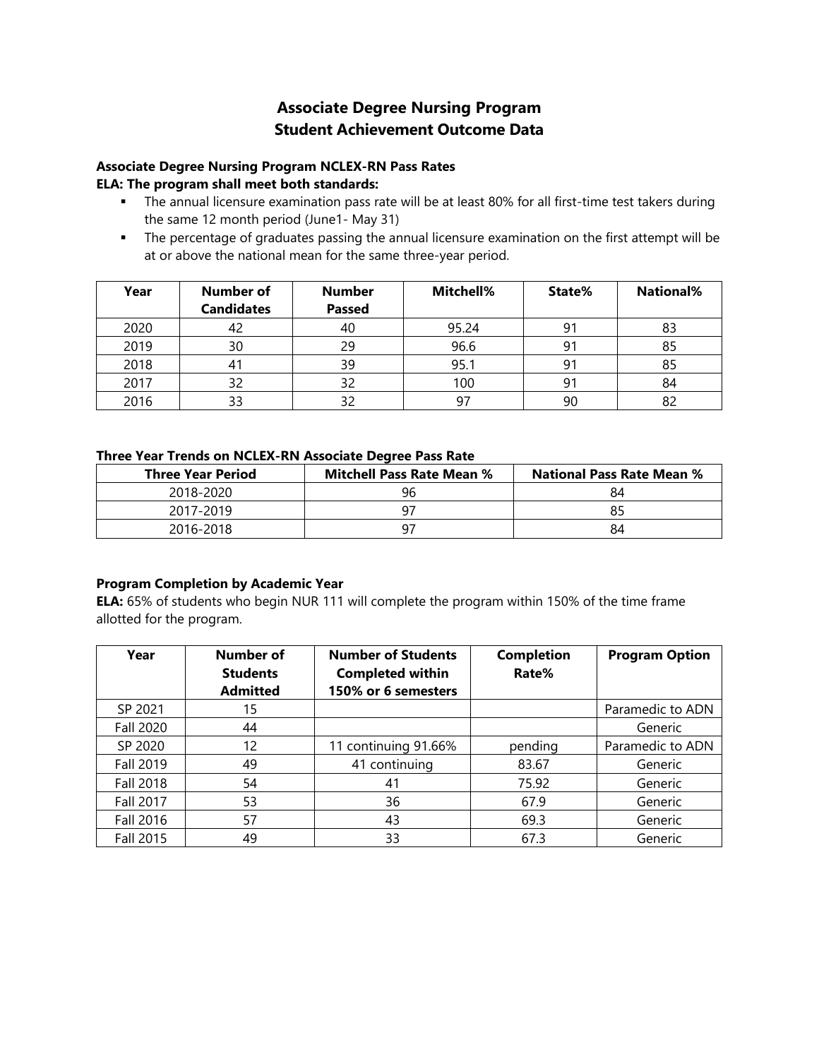# Associate Degree Nursing Program
# Student Achievement Outcome Data

**Associate Degree Nursing Program NCLEX-RN Pass Rates**
**ELA: The program shall meet both standards:**

- The annual licensure examination pass rate will be at least 80% for all first-time test takers during the same 12 month period (June1- May 31)
- The percentage of graduates passing the annual licensure examination on the first attempt will be at or above the national mean for the same three-year period.

| Year | Number of Candidates | Number Passed | Mitchell% | State% | National% |
|---|---|---|---|---|---|
| 2020 | 42 | 40 | 95.24 | 91 | 83 |
| 2019 | 30 | 29 | 96.6 | 91 | 85 |
| 2018 | 41 | 39 | 95.1 | 91 | 85 |
| 2017 | 32 | 32 | 100 | 91 | 84 |
| 2016 | 33 | 32 | 97 | 90 | 82 |

**Three Year Trends on NCLEX-RN Associate Degree Pass Rate**

| Three Year Period | Mitchell Pass Rate Mean % | National Pass Rate Mean % |
|---|---|---|
| 2018-2020 | 96 | 84 |
| 2017-2019 | 97 | 85 |
| 2016-2018 | 97 | 84 |

**Program Completion by Academic Year**

**ELA:** 65% of students who begin NUR 111 will complete the program within 150% of the time frame allotted for the program.

| Year | Number of Students Admitted | Number of Students Completed within 150% or 6 semesters | Completion Rate% | Program Option |
|---|---|---|---|---|
| SP 2021 | 15 | | | Paramedic to ADN |
| Fall 2020 | 44 | | | Generic |
| SP 2020 | 12 | 11 continuing 91.66% | pending | Paramedic to ADN |
| Fall 2019 | 49 | 41 continuing | 83.67 | Generic |
| Fall 2018 | 54 | 41 | 75.92 | Generic |
| Fall 2017 | 53 | 36 | 67.9 | Generic |
| Fall 2016 | 57 | 43 | 69.3 | Generic |
| Fall 2015 | 49 | 33 | 67.3 | Generic |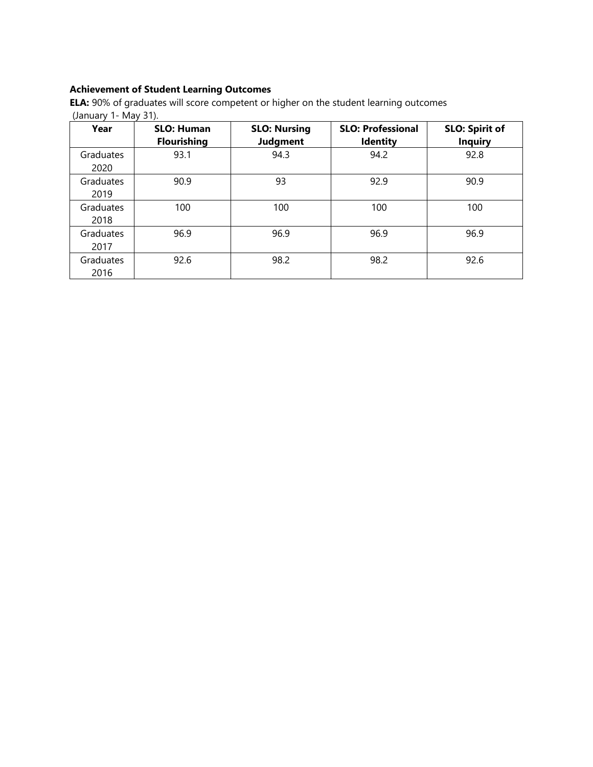**Achievement of Student Learning Outcomes**

**ELA:** 90% of graduates will score competent or higher on the student learning outcomes (January 1- May 31).

| Year | SLO: Human Flourishing | SLO: Nursing Judgment | SLO: Professional Identity | SLO: Spirit of Inquiry |
|---|---|---|---|---|
| Graduates 2020 | 93.1 | 94.3 | 94.2 | 92.8 |
| Graduates 2019 | 90.9 | 93 | 92.9 | 90.9 |
| Graduates 2018 | 100 | 100 | 100 | 100 |
| Graduates 2017 | 96.9 | 96.9 | 96.9 | 96.9 |
| Graduates 2016 | 92.6 | 98.2 | 98.2 | 92.6 |